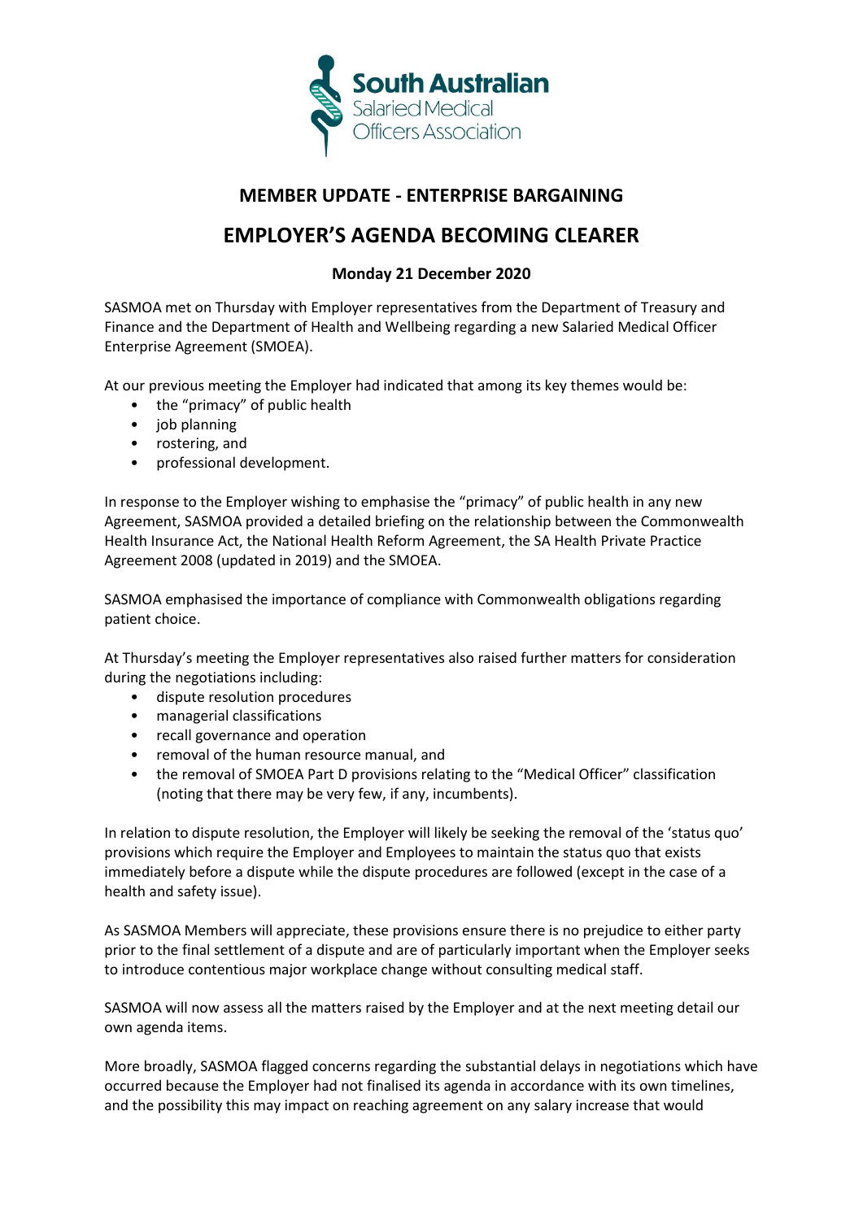South Australian Salaried Medical Officers Association

## MEMBER UPDATE - ENTERPRISE BARGAINING

# EMPLOYER'S AGENDA BECOMING CLEARER

**Monday 21 December 2020**

SASMOA met on Thursday with Employer representatives from the Department of Treasury and Finance and the Department of Health and Wellbeing regarding a new Salaried Medical Officer Enterprise Agreement (SMOEA).

At our previous meeting the Employer had indicated that among its key themes would be:

- the "primacy" of public health
- job planning
- rostering, and
- professional development.

In response to the Employer wishing to emphasise the "primacy" of public health in any new Agreement, SASMOA provided a detailed briefing on the relationship between the Commonwealth Health Insurance Act, the National Health Reform Agreement, the SA Health Private Practice Agreement 2008 (updated in 2019) and the SMOEA.

SASMOA emphasised the importance of compliance with Commonwealth obligations regarding patient choice.

At Thursday's meeting the Employer representatives also raised further matters for consideration during the negotiations including:

- dispute resolution procedures
- managerial classifications
- recall governance and operation
- removal of the human resource manual, and
- the removal of SMOEA Part D provisions relating to the "Medical Officer" classification (noting that there may be very few, if any, incumbents).

In relation to dispute resolution, the Employer will likely be seeking the removal of the 'status quo' provisions which require the Employer and Employees to maintain the status quo that exists immediately before a dispute while the dispute procedures are followed (except in the case of a health and safety issue).

As SASMOA Members will appreciate, these provisions ensure there is no prejudice to either party prior to the final settlement of a dispute and are of particularly important when the Employer seeks to introduce contentious major workplace change without consulting medical staff.

SASMOA will now assess all the matters raised by the Employer and at the next meeting detail our own agenda items.

More broadly, SASMOA flagged concerns regarding the substantial delays in negotiations which have occurred because the Employer had not finalised its agenda in accordance with its own timelines, and the possibility this may impact on reaching agreement on any salary increase that would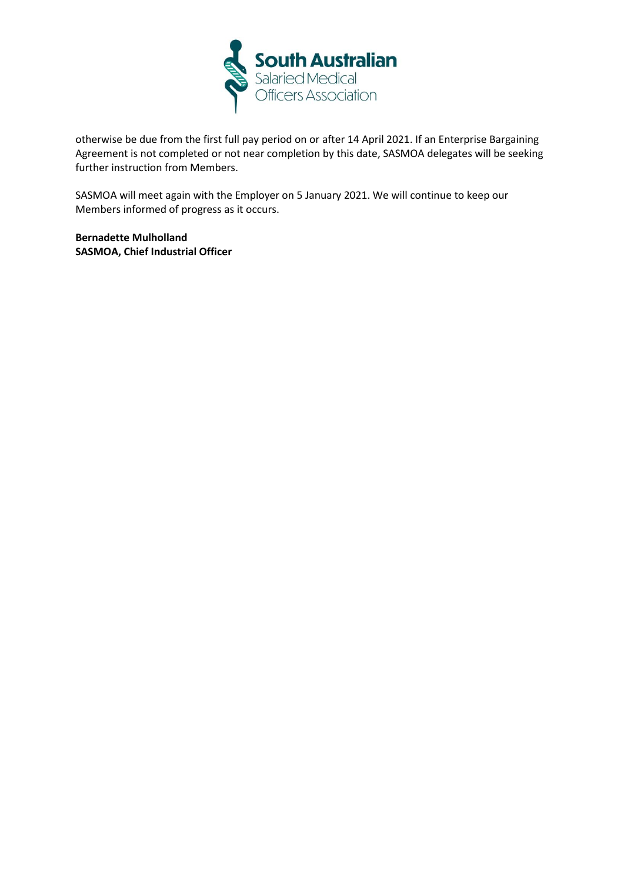otherwise be due from the first full pay period on or after 14 April 2021. If an Enterprise Bargaining Agreement is not completed or not near completion by this date, SASMOA delegates will be seeking further instruction from Members.

SASMOA will meet again with the Employer on 5 January 2021. We will continue to keep our Members informed of progress as it occurs.

**Bernadette Mulholland**
**SASMOA, Chief Industrial Officer**